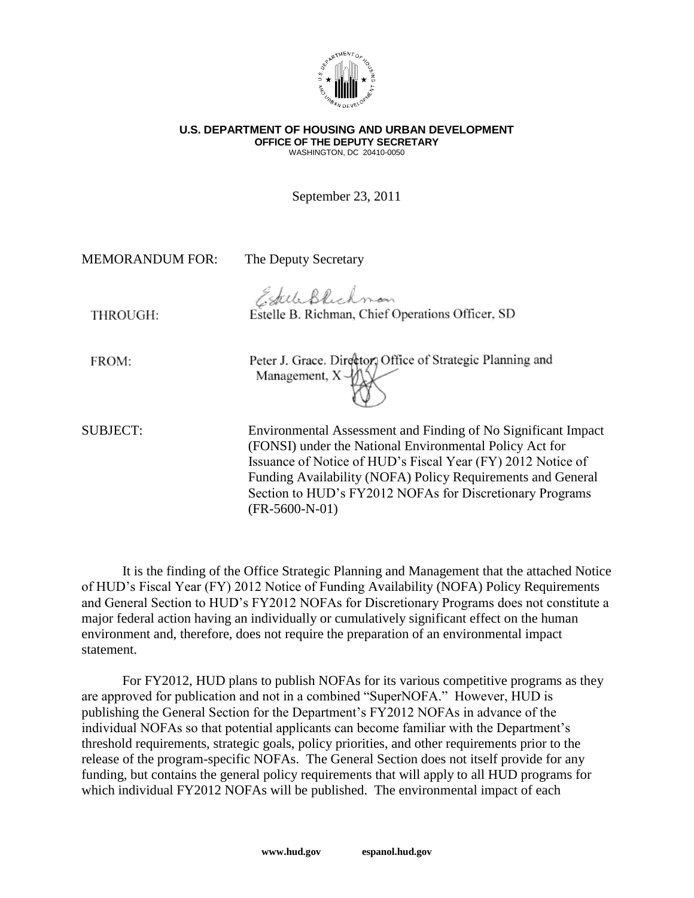**U.S. DEPARTMENT OF HOUSING AND URBAN DEVELOPMENT**
**OFFICE OF THE DEPUTY SECRETARY**
WASHINGTON, DC 20410-0050

September 23, 2011

MEMORANDUM FOR: The Deputy Secretary

THROUGH: Estelle B. Richman, Chief Operations Officer, SD

FROM: Peter J. Grace. Director, Office of Strategic Planning and Management, X

SUBJECT: Environmental Assessment and Finding of No Significant Impact (FONSI) under the National Environmental Policy Act for Issuance of Notice of HUD's Fiscal Year (FY) 2012 Notice of Funding Availability (NOFA) Policy Requirements and General Section to HUD's FY2012 NOFAs for Discretionary Programs (FR-5600-N-01)

It is the finding of the Office Strategic Planning and Management that the attached Notice of HUD's Fiscal Year (FY) 2012 Notice of Funding Availability (NOFA) Policy Requirements and General Section to HUD's FY2012 NOFAs for Discretionary Programs does not constitute a major federal action having an individually or cumulatively significant effect on the human environment and, therefore, does not require the preparation of an environmental impact statement.

For FY2012, HUD plans to publish NOFAs for its various competitive programs as they are approved for publication and not in a combined "SuperNOFA." However, HUD is publishing the General Section for the Department's FY2012 NOFAs in advance of the individual NOFAs so that potential applicants can become familiar with the Department's threshold requirements, strategic goals, policy priorities, and other requirements prior to the release of the program-specific NOFAs. The General Section does not itself provide for any funding, but contains the general policy requirements that will apply to all HUD programs for which individual FY2012 NOFAs will be published. The environmental impact of each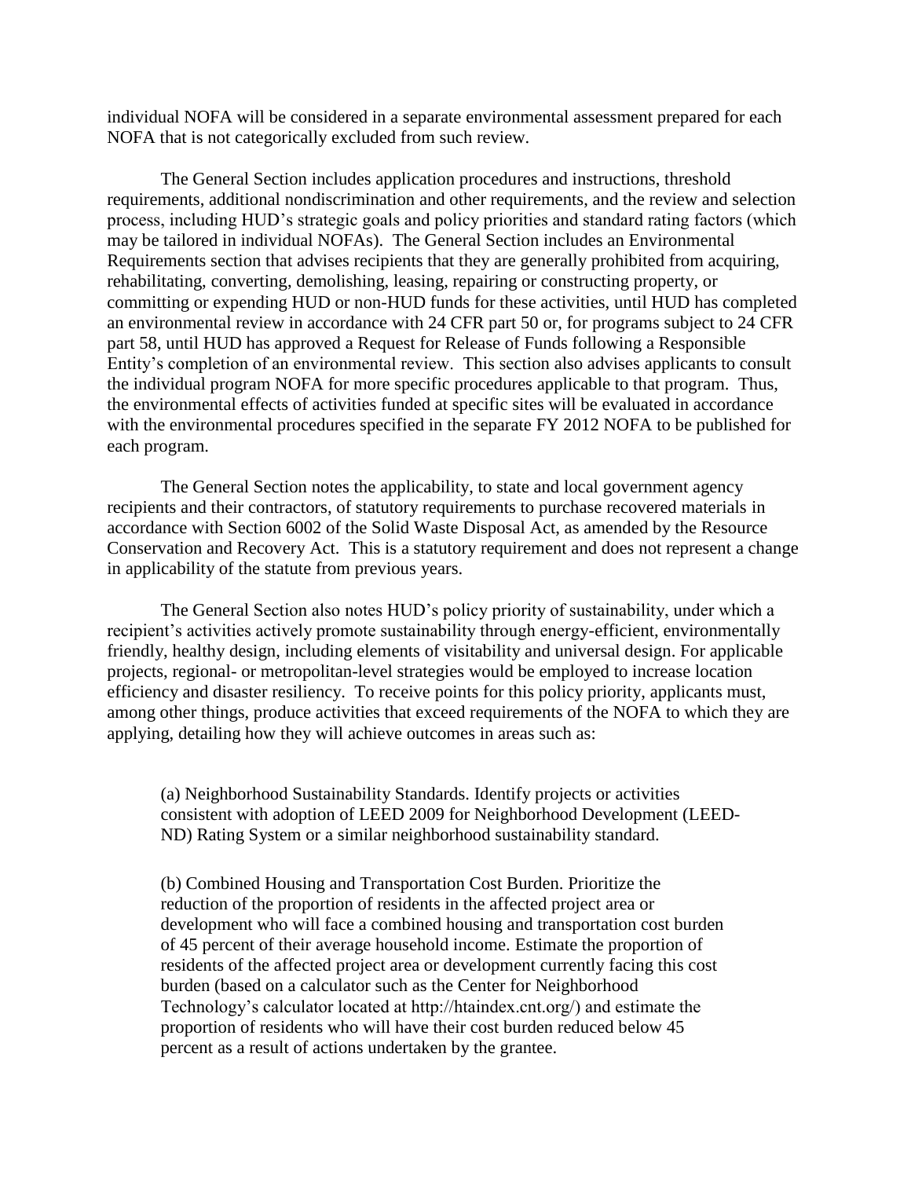individual NOFA will be considered in a separate environmental assessment prepared for each NOFA that is not categorically excluded from such review.

The General Section includes application procedures and instructions, threshold requirements, additional nondiscrimination and other requirements, and the review and selection process, including HUD's strategic goals and policy priorities and standard rating factors (which may be tailored in individual NOFAs). The General Section includes an Environmental Requirements section that advises recipients that they are generally prohibited from acquiring, rehabilitating, converting, demolishing, leasing, repairing or constructing property, or committing or expending HUD or non-HUD funds for these activities, until HUD has completed an environmental review in accordance with 24 CFR part 50 or, for programs subject to 24 CFR part 58, until HUD has approved a Request for Release of Funds following a Responsible Entity's completion of an environmental review. This section also advises applicants to consult the individual program NOFA for more specific procedures applicable to that program. Thus, the environmental effects of activities funded at specific sites will be evaluated in accordance with the environmental procedures specified in the separate FY 2012 NOFA to be published for each program.

The General Section notes the applicability, to state and local government agency recipients and their contractors, of statutory requirements to purchase recovered materials in accordance with Section 6002 of the Solid Waste Disposal Act, as amended by the Resource Conservation and Recovery Act. This is a statutory requirement and does not represent a change in applicability of the statute from previous years.

The General Section also notes HUD's policy priority of sustainability, under which a recipient's activities actively promote sustainability through energy-efficient, environmentally friendly, healthy design, including elements of visitability and universal design. For applicable projects, regional- or metropolitan-level strategies would be employed to increase location efficiency and disaster resiliency. To receive points for this policy priority, applicants must, among other things, produce activities that exceed requirements of the NOFA to which they are applying, detailing how they will achieve outcomes in areas such as:

> (a) Neighborhood Sustainability Standards. Identify projects or activities consistent with adoption of LEED 2009 for Neighborhood Development (LEED-ND) Rating System or a similar neighborhood sustainability standard.
>
> (b) Combined Housing and Transportation Cost Burden. Prioritize the reduction of the proportion of residents in the affected project area or development who will face a combined housing and transportation cost burden of 45 percent of their average household income. Estimate the proportion of residents of the affected project area or development currently facing this cost burden (based on a calculator such as the Center for Neighborhood Technology's calculator located at http://htaindex.cnt.org/) and estimate the proportion of residents who will have their cost burden reduced below 45 percent as a result of actions undertaken by the grantee.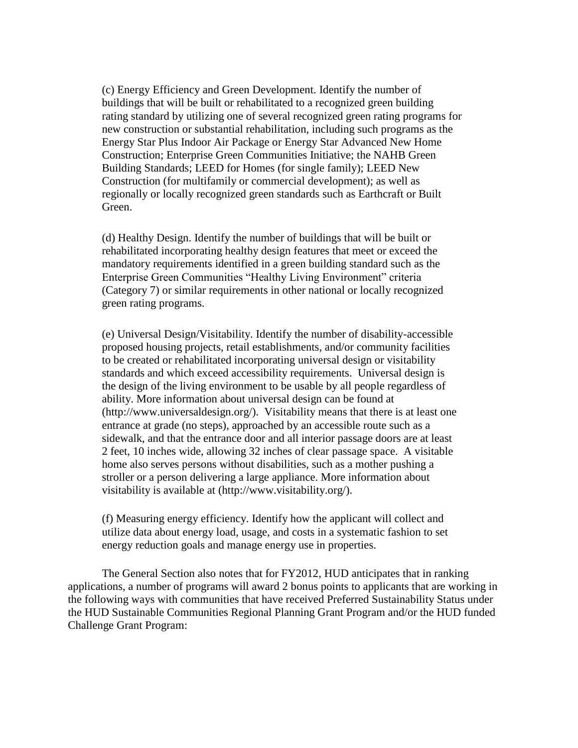(c) Energy Efficiency and Green Development. Identify the number of buildings that will be built or rehabilitated to a recognized green building rating standard by utilizing one of several recognized green rating programs for new construction or substantial rehabilitation, including such programs as the Energy Star Plus Indoor Air Package or Energy Star Advanced New Home Construction; Enterprise Green Communities Initiative; the NAHB Green Building Standards; LEED for Homes (for single family); LEED New Construction (for multifamily or commercial development); as well as regionally or locally recognized green standards such as Earthcraft or Built Green.

(d) Healthy Design. Identify the number of buildings that will be built or rehabilitated incorporating healthy design features that meet or exceed the mandatory requirements identified in a green building standard such as the Enterprise Green Communities "Healthy Living Environment" criteria (Category 7) or similar requirements in other national or locally recognized green rating programs.

(e) Universal Design/Visitability. Identify the number of disability-accessible proposed housing projects, retail establishments, and/or community facilities to be created or rehabilitated incorporating universal design or visitability standards and which exceed accessibility requirements. Universal design is the design of the living environment to be usable by all people regardless of ability. More information about universal design can be found at (http://www.universaldesign.org/). Visitability means that there is at least one entrance at grade (no steps), approached by an accessible route such as a sidewalk, and that the entrance door and all interior passage doors are at least 2 feet, 10 inches wide, allowing 32 inches of clear passage space. A visitable home also serves persons without disabilities, such as a mother pushing a stroller or a person delivering a large appliance. More information about visitability is available at (http://www.visitability.org/).

(f) Measuring energy efficiency. Identify how the applicant will collect and utilize data about energy load, usage, and costs in a systematic fashion to set energy reduction goals and manage energy use in properties.

The General Section also notes that for FY2012, HUD anticipates that in ranking applications, a number of programs will award 2 bonus points to applicants that are working in the following ways with communities that have received Preferred Sustainability Status under the HUD Sustainable Communities Regional Planning Grant Program and/or the HUD funded Challenge Grant Program: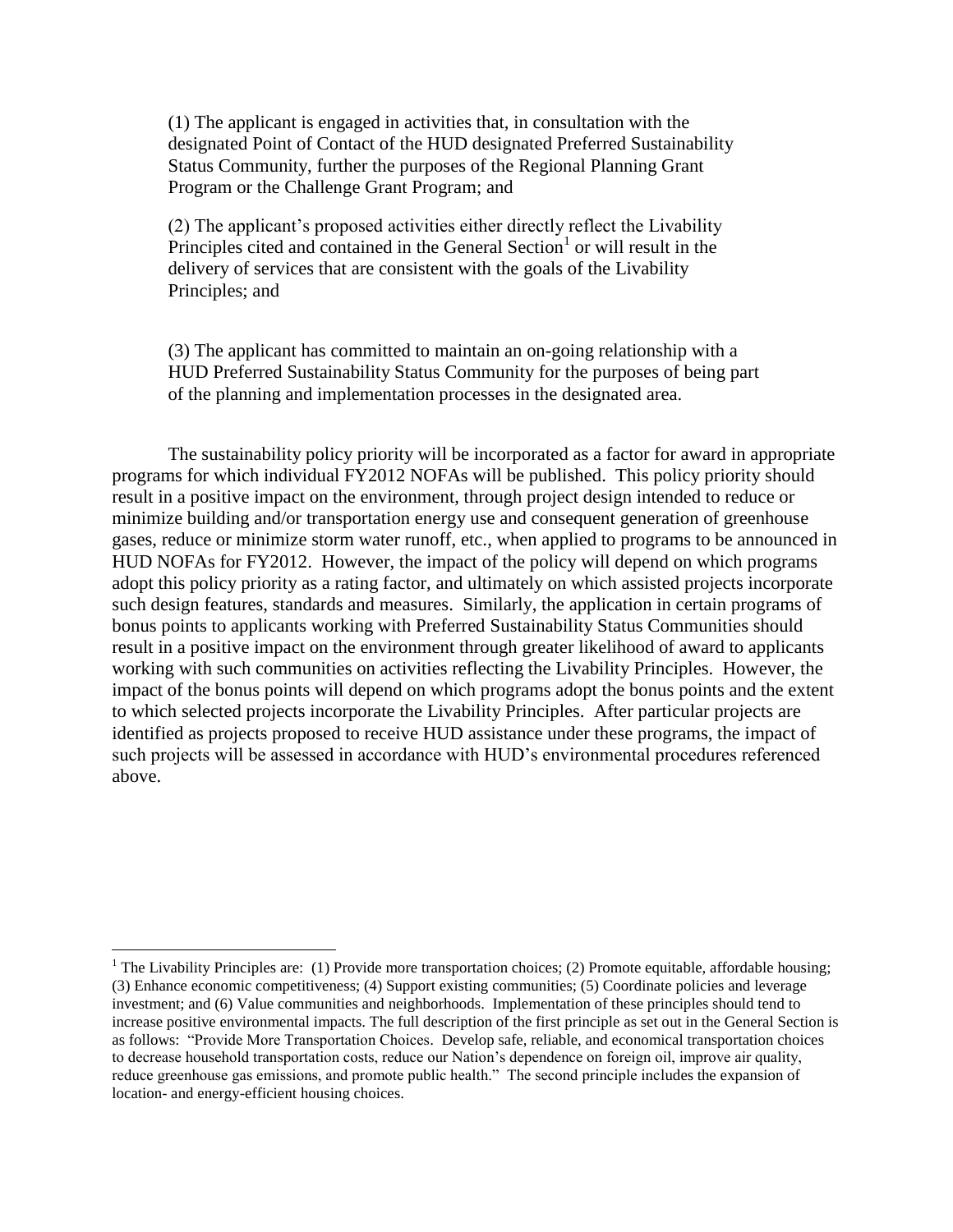(1) The applicant is engaged in activities that, in consultation with the designated Point of Contact of the HUD designated Preferred Sustainability Status Community, further the purposes of the Regional Planning Grant Program or the Challenge Grant Program; and

(2) The applicant's proposed activities either directly reflect the Livability Principles cited and contained in the General Section[1] or will result in the delivery of services that are consistent with the goals of the Livability Principles; and

(3) The applicant has committed to maintain an on-going relationship with a HUD Preferred Sustainability Status Community for the purposes of being part of the planning and implementation processes in the designated area.

The sustainability policy priority will be incorporated as a factor for award in appropriate programs for which individual FY2012 NOFAs will be published. This policy priority should result in a positive impact on the environment, through project design intended to reduce or minimize building and/or transportation energy use and consequent generation of greenhouse gases, reduce or minimize storm water runoff, etc., when applied to programs to be announced in HUD NOFAs for FY2012. However, the impact of the policy will depend on which programs adopt this policy priority as a rating factor, and ultimately on which assisted projects incorporate such design features, standards and measures. Similarly, the application in certain programs of bonus points to applicants working with Preferred Sustainability Status Communities should result in a positive impact on the environment through greater likelihood of award to applicants working with such communities on activities reflecting the Livability Principles. However, the impact of the bonus points will depend on which programs adopt the bonus points and the extent to which selected projects incorporate the Livability Principles. After particular projects are identified as projects proposed to receive HUD assistance under these programs, the impact of such projects will be assessed in accordance with HUD's environmental procedures referenced above.

---

[1] The Livability Principles are: (1) Provide more transportation choices; (2) Promote equitable, affordable housing; (3) Enhance economic competitiveness; (4) Support existing communities; (5) Coordinate policies and leverage investment; and (6) Value communities and neighborhoods. Implementation of these principles should tend to increase positive environmental impacts. The full description of the first principle as set out in the General Section is as follows: "Provide More Transportation Choices. Develop safe, reliable, and economical transportation choices to decrease household transportation costs, reduce our Nation's dependence on foreign oil, improve air quality, reduce greenhouse gas emissions, and promote public health." The second principle includes the expansion of location- and energy-efficient housing choices.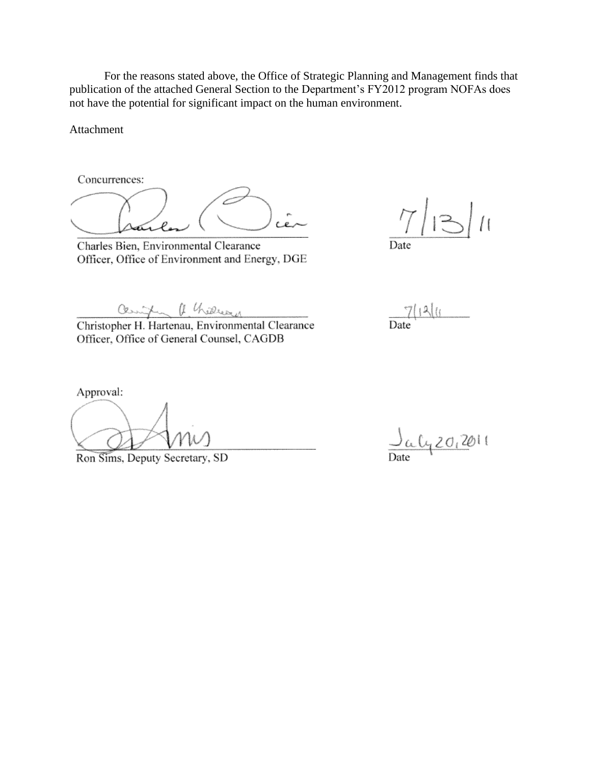For the reasons stated above, the Office of Strategic Planning and Management finds that publication of the attached General Section to the Department's FY2012 program NOFAs does not have the potential for significant impact on the human environment.

Attachment

Concurrences:

Charles Bien, Environmental Clearance Officer, Office of Environment and Energy, DGE

7/13/11
Date

Christopher H. Hartenau, Environmental Clearance Officer, Office of General Counsel, CAGDB

7/13/11
Date

Approval:

Ron Sims, Deputy Secretary, SD

July 20, 2011
Date